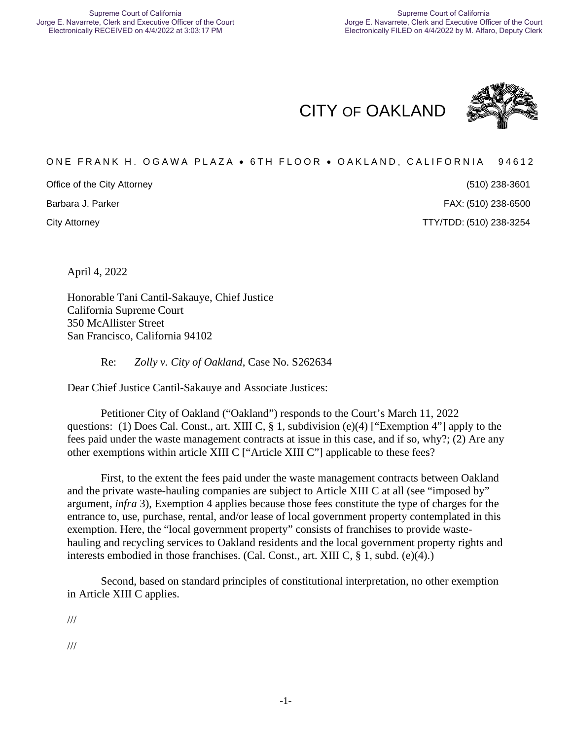Supreme Court of California
Jorge E. Navarrete, Clerk and Executive Officer of the Court
Electronically RECEIVED on 4/4/2022 at 3:03:17 PM

Supreme Court of California
Jorge E. Navarrete, Clerk and Executive Officer of the Court
Electronically FILED on 4/4/2022 by M. Alfaro, Deputy Clerk

# CITY OF OAKLAND

ONE FRANK H. OGAWA PLAZA • 6TH FLOOR • OAKLAND, CALIFORNIA 94612

Office of the City Attorney
Barbara J. Parker
City Attorney

(510) 238-3601
FAX: (510) 238-6500
TTY/TDD: (510) 238-3254

April 4, 2022

Honorable Tani Cantil-Sakauye, Chief Justice
California Supreme Court
350 McAllister Street
San Francisco, California 94102

Re: *Zolly v. City of Oakland*, Case No. S262634

Dear Chief Justice Cantil-Sakauye and Associate Justices:

Petitioner City of Oakland ("Oakland") responds to the Court's March 11, 2022 questions: (1) Does Cal. Const., art. XIII C, § 1, subdivision (e)(4) ["Exemption 4"] apply to the fees paid under the waste management contracts at issue in this case, and if so, why?; (2) Are any other exemptions within article XIII C ["Article XIII C"] applicable to these fees?

First, to the extent the fees paid under the waste management contracts between Oakland and the private waste-hauling companies are subject to Article XIII C at all (see "imposed by" argument, *infra* 3), Exemption 4 applies because those fees constitute the type of charges for the entrance to, use, purchase, rental, and/or lease of local government property contemplated in this exemption. Here, the "local government property" consists of franchises to provide waste-hauling and recycling services to Oakland residents and the local government property rights and interests embodied in those franchises. (Cal. Const., art. XIII C, § 1, subd. (e)(4).)

Second, based on standard principles of constitutional interpretation, no other exemption in Article XIII C applies.

///

///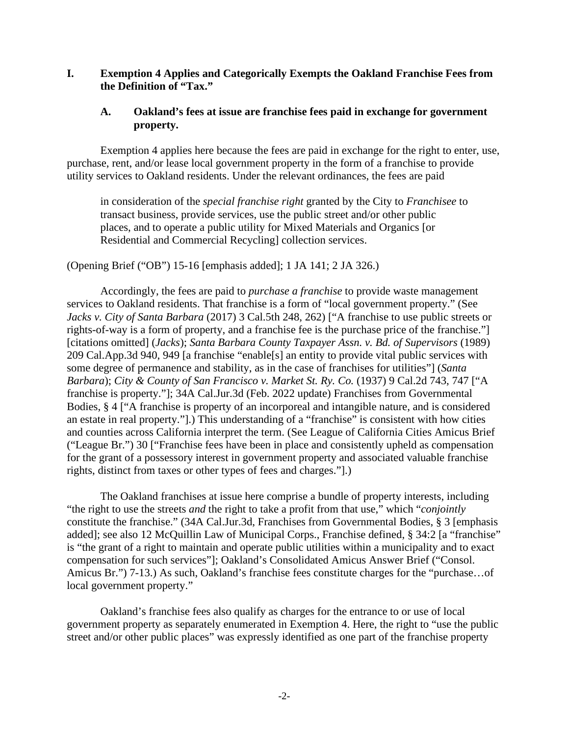## I. Exemption 4 Applies and Categorically Exempts the Oakland Franchise Fees from the Definition of "Tax."

### A. Oakland's fees at issue are franchise fees paid in exchange for government property.

Exemption 4 applies here because the fees are paid in exchange for the right to enter, use, purchase, rent, and/or lease local government property in the form of a franchise to provide utility services to Oakland residents. Under the relevant ordinances, the fees are paid

> in consideration of the *special franchise right* granted by the City to *Franchisee* to transact business, provide services, use the public street and/or other public places, and to operate a public utility for Mixed Materials and Organics [or Residential and Commercial Recycling] collection services.

(Opening Brief ("OB") 15-16 [emphasis added]; 1 JA 141; 2 JA 326.)

Accordingly, the fees are paid to *purchase a franchise* to provide waste management services to Oakland residents. That franchise is a form of "local government property." (See *Jacks v. City of Santa Barbara* (2017) 3 Cal.5th 248, 262) ["A franchise to use public streets or rights-of-way is a form of property, and a franchise fee is the purchase price of the franchise."] [citations omitted] (*Jacks*); *Santa Barbara County Taxpayer Assn. v. Bd. of Supervisors* (1989) 209 Cal.App.3d 940, 949 [a franchise "enable[s] an entity to provide vital public services with some degree of permanence and stability, as in the case of franchises for utilities"] (*Santa Barbara*); *City & County of San Francisco v. Market St. Ry. Co.* (1937) 9 Cal.2d 743, 747 ["A franchise is property."]; 34A Cal.Jur.3d (Feb. 2022 update) Franchises from Governmental Bodies, § 4 ["A franchise is property of an incorporeal and intangible nature, and is considered an estate in real property."].) This understanding of a "franchise" is consistent with how cities and counties across California interpret the term. (See League of California Cities Amicus Brief ("League Br.") 30 ["Franchise fees have been in place and consistently upheld as compensation for the grant of a possessory interest in government property and associated valuable franchise rights, distinct from taxes or other types of fees and charges."].)

The Oakland franchises at issue here comprise a bundle of property interests, including "the right to use the streets *and* the right to take a profit from that use," which "*conjointly* constitute the franchise." (34A Cal.Jur.3d, Franchises from Governmental Bodies, § 3 [emphasis added]; see also 12 McQuillin Law of Municipal Corps., Franchise defined, § 34:2 [a "franchise" is "the grant of a right to maintain and operate public utilities within a municipality and to exact compensation for such services"]; Oakland's Consolidated Amicus Answer Brief ("Consol. Amicus Br.") 7-13.) As such, Oakland's franchise fees constitute charges for the "purchase…of local government property."

Oakland's franchise fees also qualify as charges for the entrance to or use of local government property as separately enumerated in Exemption 4. Here, the right to "use the public street and/or other public places" was expressly identified as one part of the franchise property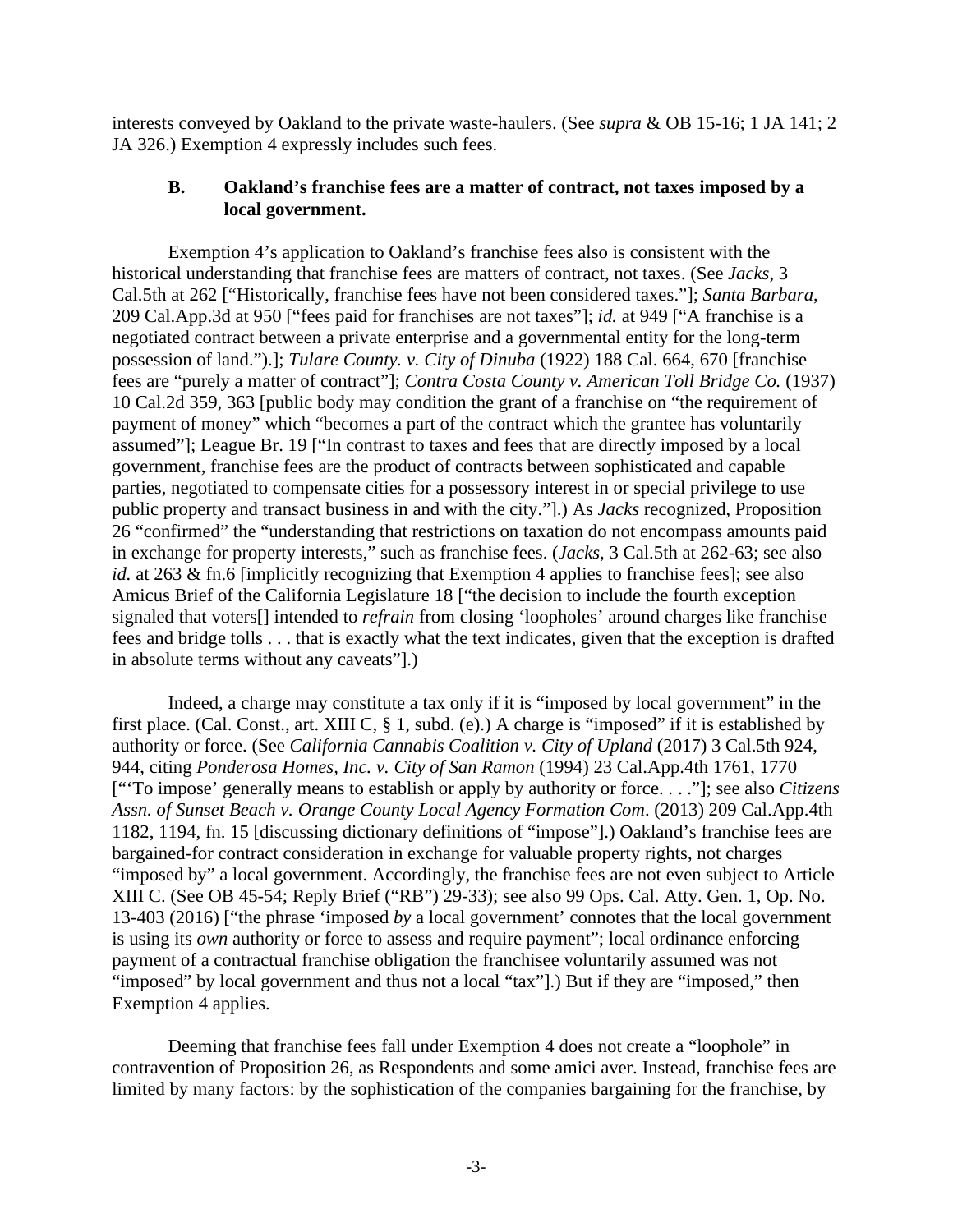interests conveyed by Oakland to the private waste-haulers. (See *supra* & OB 15-16; 1 JA 141; 2 JA 326.) Exemption 4 expressly includes such fees.

### B. Oakland's franchise fees are a matter of contract, not taxes imposed by a local government.

Exemption 4's application to Oakland's franchise fees also is consistent with the historical understanding that franchise fees are matters of contract, not taxes. (See *Jacks*, 3 Cal.5th at 262 ["Historically, franchise fees have not been considered taxes."]; *Santa Barbara*, 209 Cal.App.3d at 950 ["fees paid for franchises are not taxes"]; *id.* at 949 ["A franchise is a negotiated contract between a private enterprise and a governmental entity for the long-term possession of land.").]; *Tulare County. v. City of Dinuba* (1922) 188 Cal. 664, 670 [franchise fees are "purely a matter of contract"]; *Contra Costa County v. American Toll Bridge Co.* (1937) 10 Cal.2d 359, 363 [public body may condition the grant of a franchise on "the requirement of payment of money" which "becomes a part of the contract which the grantee has voluntarily assumed"]; League Br. 19 ["In contrast to taxes and fees that are directly imposed by a local government, franchise fees are the product of contracts between sophisticated and capable parties, negotiated to compensate cities for a possessory interest in or special privilege to use public property and transact business in and with the city."].) As *Jacks* recognized, Proposition 26 "confirmed" the "understanding that restrictions on taxation do not encompass amounts paid in exchange for property interests," such as franchise fees. (*Jacks*, 3 Cal.5th at 262-63; see also *id.* at 263 & fn.6 [implicitly recognizing that Exemption 4 applies to franchise fees]; see also Amicus Brief of the California Legislature 18 ["the decision to include the fourth exception signaled that voters[] intended to *refrain* from closing 'loopholes' around charges like franchise fees and bridge tolls . . . that is exactly what the text indicates, given that the exception is drafted in absolute terms without any caveats"].)

Indeed, a charge may constitute a tax only if it is "imposed by local government" in the first place. (Cal. Const., art. XIII C, § 1, subd. (e).) A charge is "imposed" if it is established by authority or force. (See *California Cannabis Coalition v. City of Upland* (2017) 3 Cal.5th 924, 944, citing *Ponderosa Homes, Inc. v. City of San Ramon* (1994) 23 Cal.App.4th 1761, 1770 ["'To impose' generally means to establish or apply by authority or force. . . ."]; see also *Citizens Assn. of Sunset Beach v. Orange County Local Agency Formation Com*. (2013) 209 Cal.App.4th 1182, 1194, fn. 15 [discussing dictionary definitions of "impose"].) Oakland's franchise fees are bargained-for contract consideration in exchange for valuable property rights, not charges "imposed by" a local government. Accordingly, the franchise fees are not even subject to Article XIII C. (See OB 45-54; Reply Brief ("RB") 29-33); see also 99 Ops. Cal. Atty. Gen. 1, Op. No. 13-403 (2016) ["the phrase 'imposed *by* a local government' connotes that the local government is using its *own* authority or force to assess and require payment"; local ordinance enforcing payment of a contractual franchise obligation the franchisee voluntarily assumed was not "imposed" by local government and thus not a local "tax"].) But if they are "imposed," then Exemption 4 applies.

Deeming that franchise fees fall under Exemption 4 does not create a "loophole" in contravention of Proposition 26, as Respondents and some amici aver. Instead, franchise fees are limited by many factors: by the sophistication of the companies bargaining for the franchise, by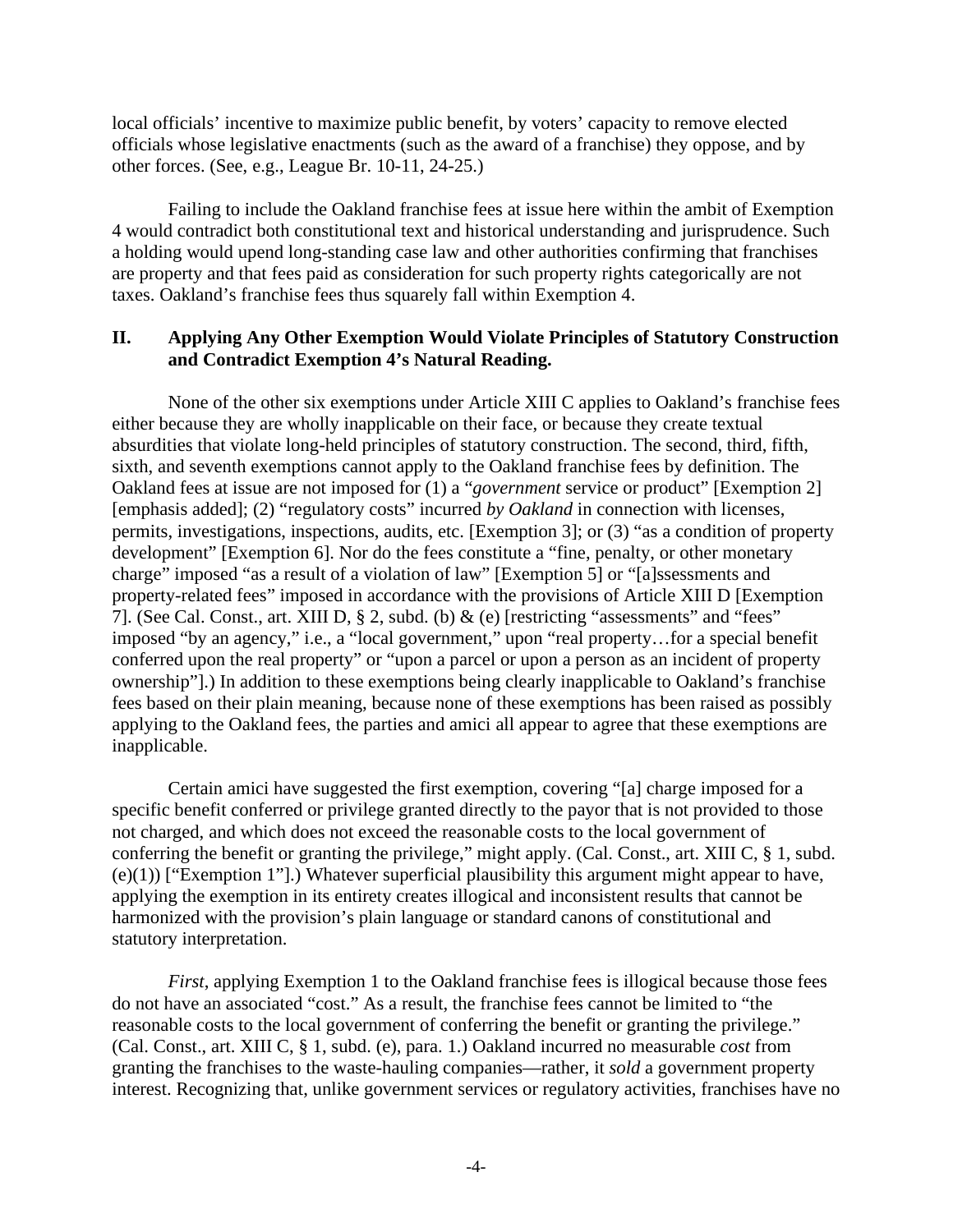local officials' incentive to maximize public benefit, by voters' capacity to remove elected officials whose legislative enactments (such as the award of a franchise) they oppose, and by other forces. (See, e.g., League Br. 10-11, 24-25.)

Failing to include the Oakland franchise fees at issue here within the ambit of Exemption 4 would contradict both constitutional text and historical understanding and jurisprudence. Such a holding would upend long-standing case law and other authorities confirming that franchises are property and that fees paid as consideration for such property rights categorically are not taxes. Oakland's franchise fees thus squarely fall within Exemption 4.

## II. Applying Any Other Exemption Would Violate Principles of Statutory Construction and Contradict Exemption 4's Natural Reading.

None of the other six exemptions under Article XIII C applies to Oakland's franchise fees either because they are wholly inapplicable on their face, or because they create textual absurdities that violate long-held principles of statutory construction. The second, third, fifth, sixth, and seventh exemptions cannot apply to the Oakland franchise fees by definition. The Oakland fees at issue are not imposed for (1) a "*government* service or product" [Exemption 2] [emphasis added]; (2) "regulatory costs" incurred *by Oakland* in connection with licenses, permits, investigations, inspections, audits, etc. [Exemption 3]; or (3) "as a condition of property development" [Exemption 6]. Nor do the fees constitute a "fine, penalty, or other monetary charge" imposed "as a result of a violation of law" [Exemption 5] or "[a]ssessments and property-related fees" imposed in accordance with the provisions of Article XIII D [Exemption 7]. (See Cal. Const., art. XIII D, § 2, subd. (b) & (e) [restricting "assessments" and "fees" imposed "by an agency," i.e., a "local government," upon "real property…for a special benefit conferred upon the real property" or "upon a parcel or upon a person as an incident of property ownership"].) In addition to these exemptions being clearly inapplicable to Oakland's franchise fees based on their plain meaning, because none of these exemptions has been raised as possibly applying to the Oakland fees, the parties and amici all appear to agree that these exemptions are inapplicable.

Certain amici have suggested the first exemption, covering "[a] charge imposed for a specific benefit conferred or privilege granted directly to the payor that is not provided to those not charged, and which does not exceed the reasonable costs to the local government of conferring the benefit or granting the privilege," might apply. (Cal. Const., art. XIII C, § 1, subd. (e)(1)) ["Exemption 1"].) Whatever superficial plausibility this argument might appear to have, applying the exemption in its entirety creates illogical and inconsistent results that cannot be harmonized with the provision's plain language or standard canons of constitutional and statutory interpretation.

*First*, applying Exemption 1 to the Oakland franchise fees is illogical because those fees do not have an associated "cost." As a result, the franchise fees cannot be limited to "the reasonable costs to the local government of conferring the benefit or granting the privilege." (Cal. Const., art. XIII C, § 1, subd. (e), para. 1.) Oakland incurred no measurable *cost* from granting the franchises to the waste-hauling companies—rather, it *sold* a government property interest. Recognizing that, unlike government services or regulatory activities, franchises have no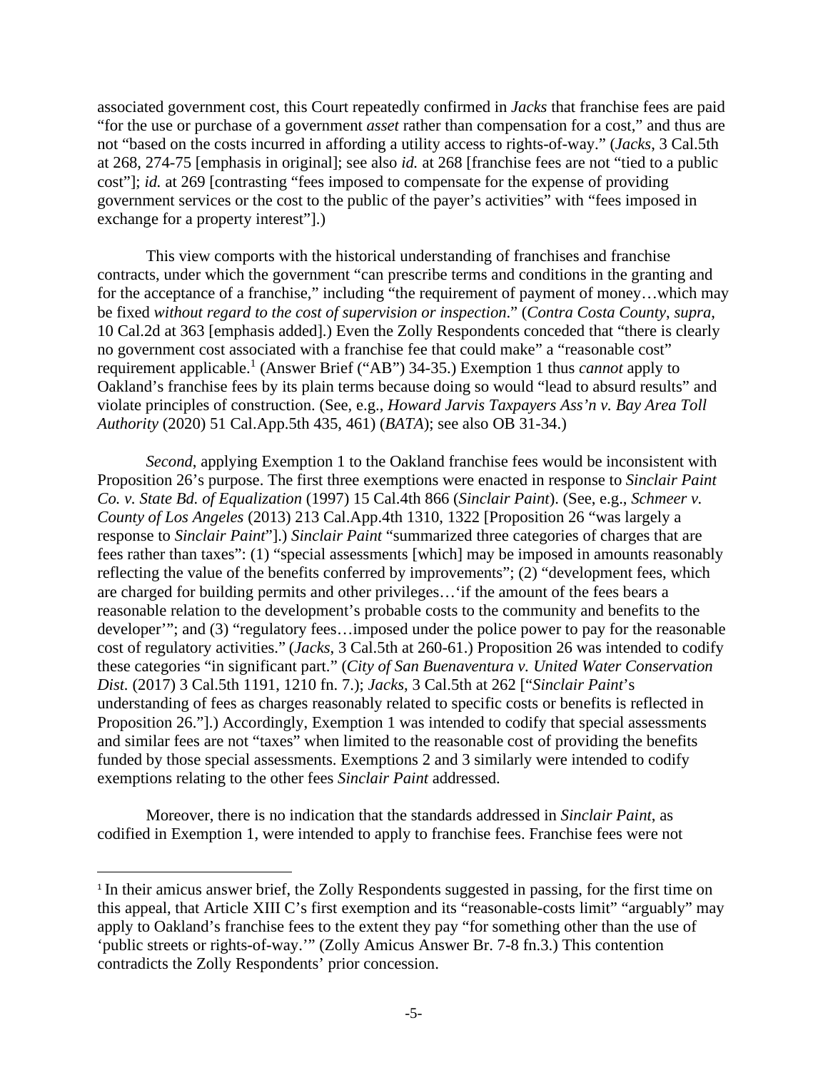associated government cost, this Court repeatedly confirmed in *Jacks* that franchise fees are paid "for the use or purchase of a government *asset* rather than compensation for a cost," and thus are not "based on the costs incurred in affording a utility access to rights-of-way." (*Jacks*, 3 Cal.5th at 268, 274-75 [emphasis in original]; see also *id.* at 268 [franchise fees are not "tied to a public cost"]; *id.* at 269 [contrasting "fees imposed to compensate for the expense of providing government services or the cost to the public of the payer's activities" with "fees imposed in exchange for a property interest"].)

This view comports with the historical understanding of franchises and franchise contracts, under which the government "can prescribe terms and conditions in the granting and for the acceptance of a franchise," including "the requirement of payment of money…which may be fixed *without regard to the cost of supervision or inspection*." (*Contra Costa County*, *supra*, 10 Cal.2d at 363 [emphasis added].) Even the Zolly Respondents conceded that "there is clearly no government cost associated with a franchise fee that could make" a "reasonable cost" requirement applicable.[1] (Answer Brief ("AB") 34-35.) Exemption 1 thus *cannot* apply to Oakland's franchise fees by its plain terms because doing so would "lead to absurd results" and violate principles of construction. (See, e.g., *Howard Jarvis Taxpayers Ass'n v. Bay Area Toll Authority* (2020) 51 Cal.App.5th 435, 461) (*BATA*); see also OB 31-34.)

*Second*, applying Exemption 1 to the Oakland franchise fees would be inconsistent with Proposition 26's purpose. The first three exemptions were enacted in response to *Sinclair Paint Co. v. State Bd. of Equalization* (1997) 15 Cal.4th 866 (*Sinclair Paint*). (See, e.g., *Schmeer v. County of Los Angeles* (2013) 213 Cal.App.4th 1310, 1322 [Proposition 26 "was largely a response to *Sinclair Paint*"].) *Sinclair Paint* "summarized three categories of charges that are fees rather than taxes": (1) "special assessments [which] may be imposed in amounts reasonably reflecting the value of the benefits conferred by improvements"; (2) "development fees, which are charged for building permits and other privileges…'if the amount of the fees bears a reasonable relation to the development's probable costs to the community and benefits to the developer'"; and (3) "regulatory fees…imposed under the police power to pay for the reasonable cost of regulatory activities." (*Jacks*, 3 Cal.5th at 260-61.) Proposition 26 was intended to codify these categories "in significant part." (*City of San Buenaventura v. United Water Conservation Dist.* (2017) 3 Cal.5th 1191, 1210 fn. 7.); *Jacks*, 3 Cal.5th at 262 ["*Sinclair Paint*'s understanding of fees as charges reasonably related to specific costs or benefits is reflected in Proposition 26."].) Accordingly, Exemption 1 was intended to codify that special assessments and similar fees are not "taxes" when limited to the reasonable cost of providing the benefits funded by those special assessments. Exemptions 2 and 3 similarly were intended to codify exemptions relating to the other fees *Sinclair Paint* addressed.

Moreover, there is no indication that the standards addressed in *Sinclair Paint*, as codified in Exemption 1, were intended to apply to franchise fees. Franchise fees were not

[1] In their amicus answer brief, the Zolly Respondents suggested in passing, for the first time on this appeal, that Article XIII C's first exemption and its "reasonable-costs limit" "arguably" may apply to Oakland's franchise fees to the extent they pay "for something other than the use of 'public streets or rights-of-way.'" (Zolly Amicus Answer Br. 7-8 fn.3.) This contention contradicts the Zolly Respondents' prior concession.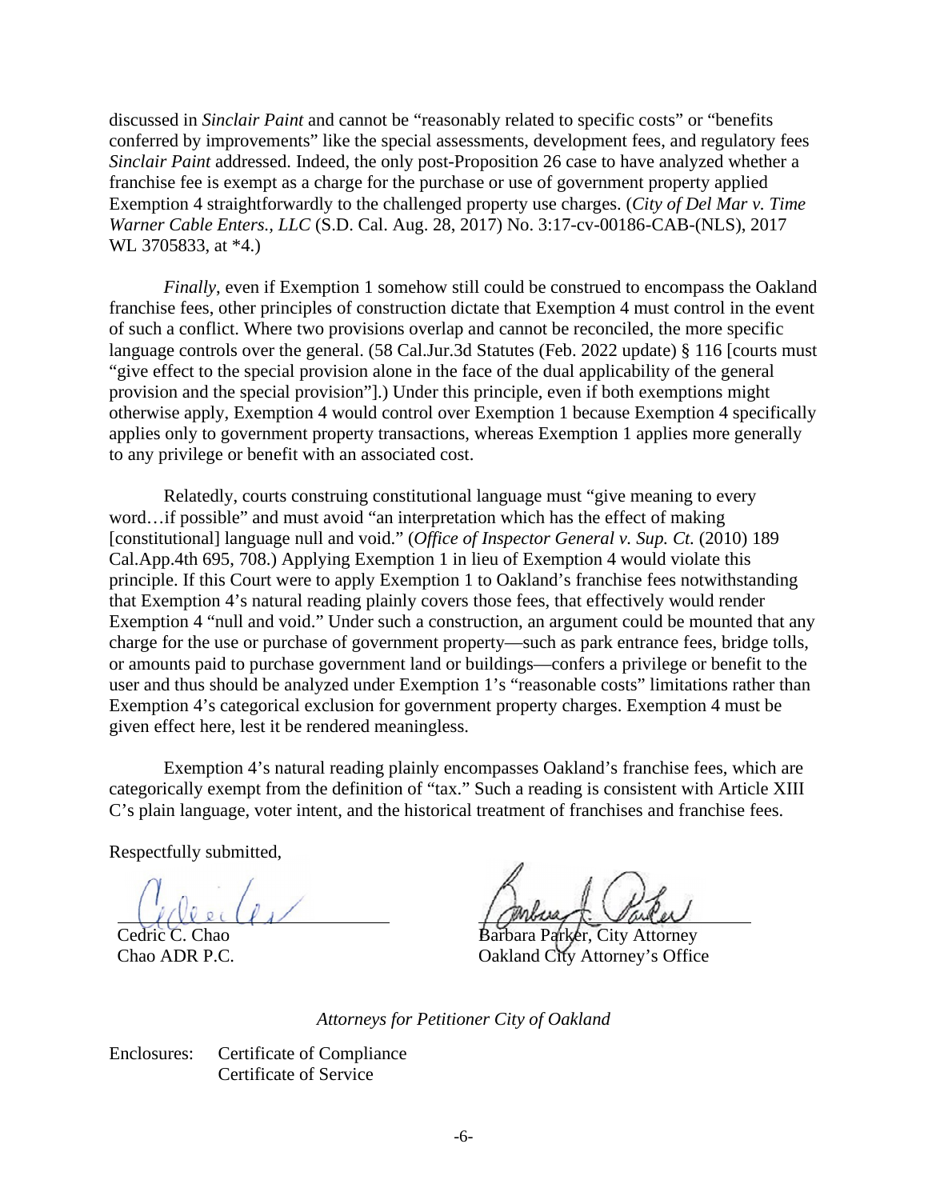discussed in *Sinclair Paint* and cannot be "reasonably related to specific costs" or "benefits conferred by improvements" like the special assessments, development fees, and regulatory fees *Sinclair Paint* addressed. Indeed, the only post-Proposition 26 case to have analyzed whether a franchise fee is exempt as a charge for the purchase or use of government property applied Exemption 4 straightforwardly to the challenged property use charges. (*City of Del Mar v. Time Warner Cable Enters., LLC* (S.D. Cal. Aug. 28, 2017) No. 3:17-cv-00186-CAB-(NLS), 2017 WL 3705833, at *4.)

*Finally*, even if Exemption 1 somehow still could be construed to encompass the Oakland franchise fees, other principles of construction dictate that Exemption 4 must control in the event of such a conflict. Where two provisions overlap and cannot be reconciled, the more specific language controls over the general. (58 Cal.Jur.3d Statutes (Feb. 2022 update) § 116 [courts must "give effect to the special provision alone in the face of the dual applicability of the general provision and the special provision"].) Under this principle, even if both exemptions might otherwise apply, Exemption 4 would control over Exemption 1 because Exemption 4 specifically applies only to government property transactions, whereas Exemption 1 applies more generally to any privilege or benefit with an associated cost.

Relatedly, courts construing constitutional language must "give meaning to every word…if possible" and must avoid "an interpretation which has the effect of making [constitutional] language null and void." (*Office of Inspector General v. Sup. Ct.* (2010) 189 Cal.App.4th 695, 708.) Applying Exemption 1 in lieu of Exemption 4 would violate this principle. If this Court were to apply Exemption 1 to Oakland's franchise fees notwithstanding that Exemption 4's natural reading plainly covers those fees, that effectively would render Exemption 4 "null and void." Under such a construction, an argument could be mounted that any charge for the use or purchase of government property—such as park entrance fees, bridge tolls, or amounts paid to purchase government land or buildings—confers a privilege or benefit to the user and thus should be analyzed under Exemption 1's "reasonable costs" limitations rather than Exemption 4's categorical exclusion for government property charges. Exemption 4 must be given effect here, lest it be rendered meaningless.

Exemption 4's natural reading plainly encompasses Oakland's franchise fees, which are categorically exempt from the definition of "tax." Such a reading is consistent with Article XIII C's plain language, voter intent, and the historical treatment of franchises and franchise fees.

Respectfully submitted,

Cedric C. Chao
Chao ADR P.C.

Barbara Parker, City Attorney
Oakland City Attorney's Office

*Attorneys for Petitioner City of Oakland*

Enclosures: Certificate of Compliance
Certificate of Service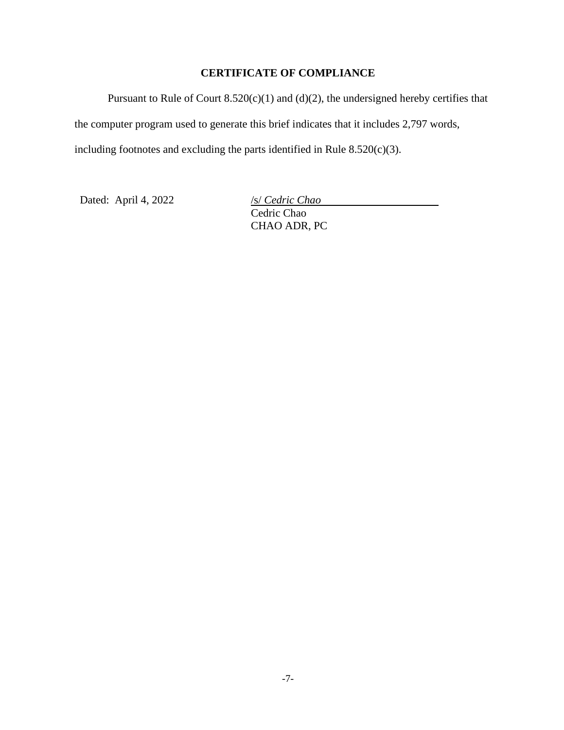## CERTIFICATE OF COMPLIANCE

Pursuant to Rule of Court 8.520(c)(1) and (d)(2), the undersigned hereby certifies that the computer program used to generate this brief indicates that it includes 2,797 words, including footnotes and excluding the parts identified in Rule 8.520(c)(3).

Dated: April 4, 2022

/s/ *Cedric Chao*
Cedric Chao
CHAO ADR, PC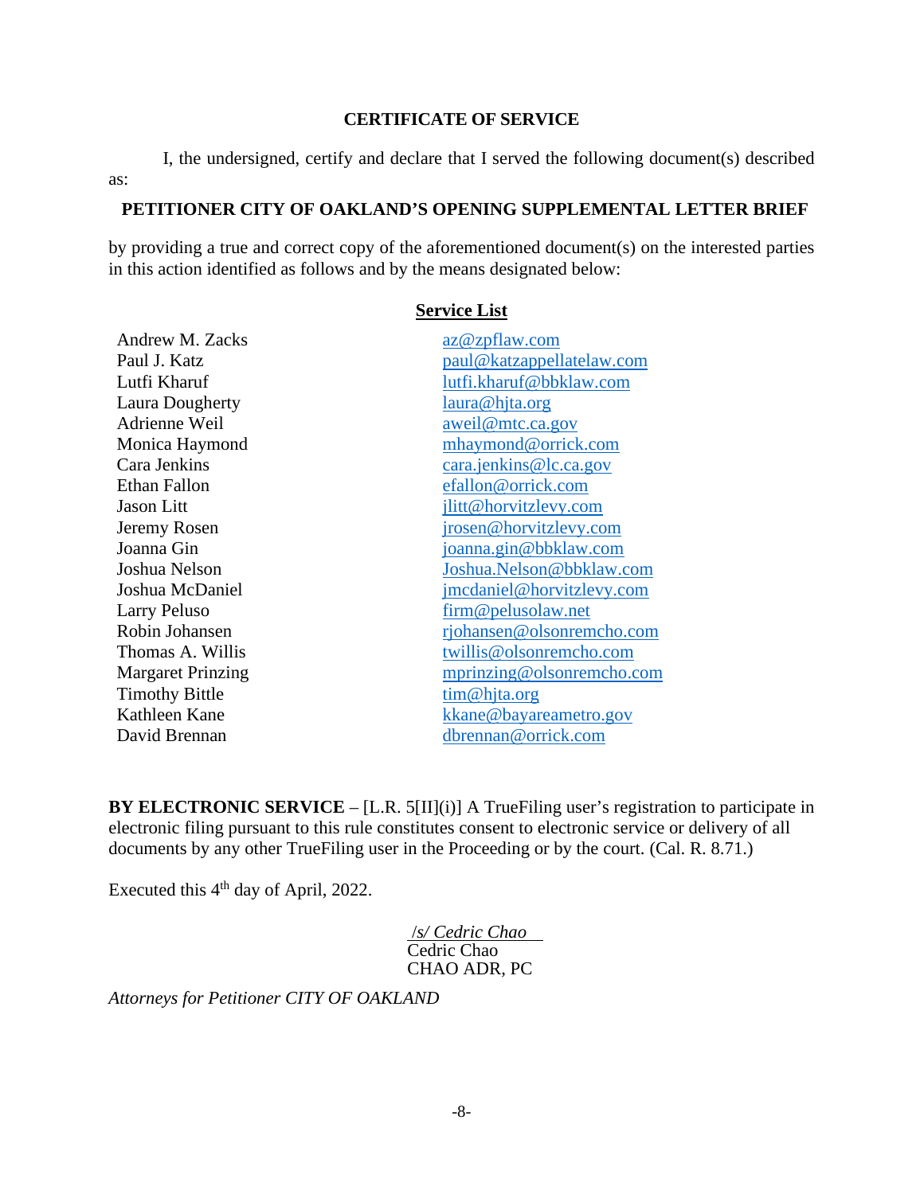**CERTIFICATE OF SERVICE**

I, the undersigned, certify and declare that I served the following document(s) described as:

**PETITIONER CITY OF OAKLAND'S OPENING SUPPLEMENTAL LETTER BRIEF**

by providing a true and correct copy of the aforementioned document(s) on the interested parties in this action identified as follows and by the means designated below:

**Service List**

| | |
|---|---|
| Andrew M. Zacks | az@zpflaw.com |
| Paul J. Katz | paul@katzappellatelaw.com |
| Lutfi Kharuf | lutfi.kharuf@bbklaw.com |
| Laura Dougherty | laura@hjta.org |
| Adrienne Weil | aweil@mtc.ca.gov |
| Monica Haymond | mhaymond@orrick.com |
| Cara Jenkins | cara.jenkins@lc.ca.gov |
| Ethan Fallon | efallon@orrick.com |
| Jason Litt | jlitt@horvitzlevy.com |
| Jeremy Rosen | jrosen@horvitzlevy.com |
| Joanna Gin | joanna.gin@bbklaw.com |
| Joshua Nelson | Joshua.Nelson@bbklaw.com |
| Joshua McDaniel | jmcdaniel@horvitzlevy.com |
| Larry Peluso | firm@pelusolaw.net |
| Robin Johansen | rjohansen@olsonremcho.com |
| Thomas A. Willis | twillis@olsonremcho.com |
| Margaret Prinzing | mprinzing@olsonremcho.com |
| Timothy Bittle | tim@hjta.org |
| Kathleen Kane | kkane@bayareametro.gov |
| David Brennan | dbrennan@orrick.com |

**BY ELECTRONIC SERVICE** – [L.R. 5[II](i)] A TrueFiling user's registration to participate in electronic filing pursuant to this rule constitutes consent to electronic service or delivery of all documents by any other TrueFiling user in the Proceeding or by the court. (Cal. R. 8.71.)

Executed this 4th day of April, 2022.

*/s/ Cedric Chao*
Cedric Chao
CHAO ADR, PC

*Attorneys for Petitioner CITY OF OAKLAND*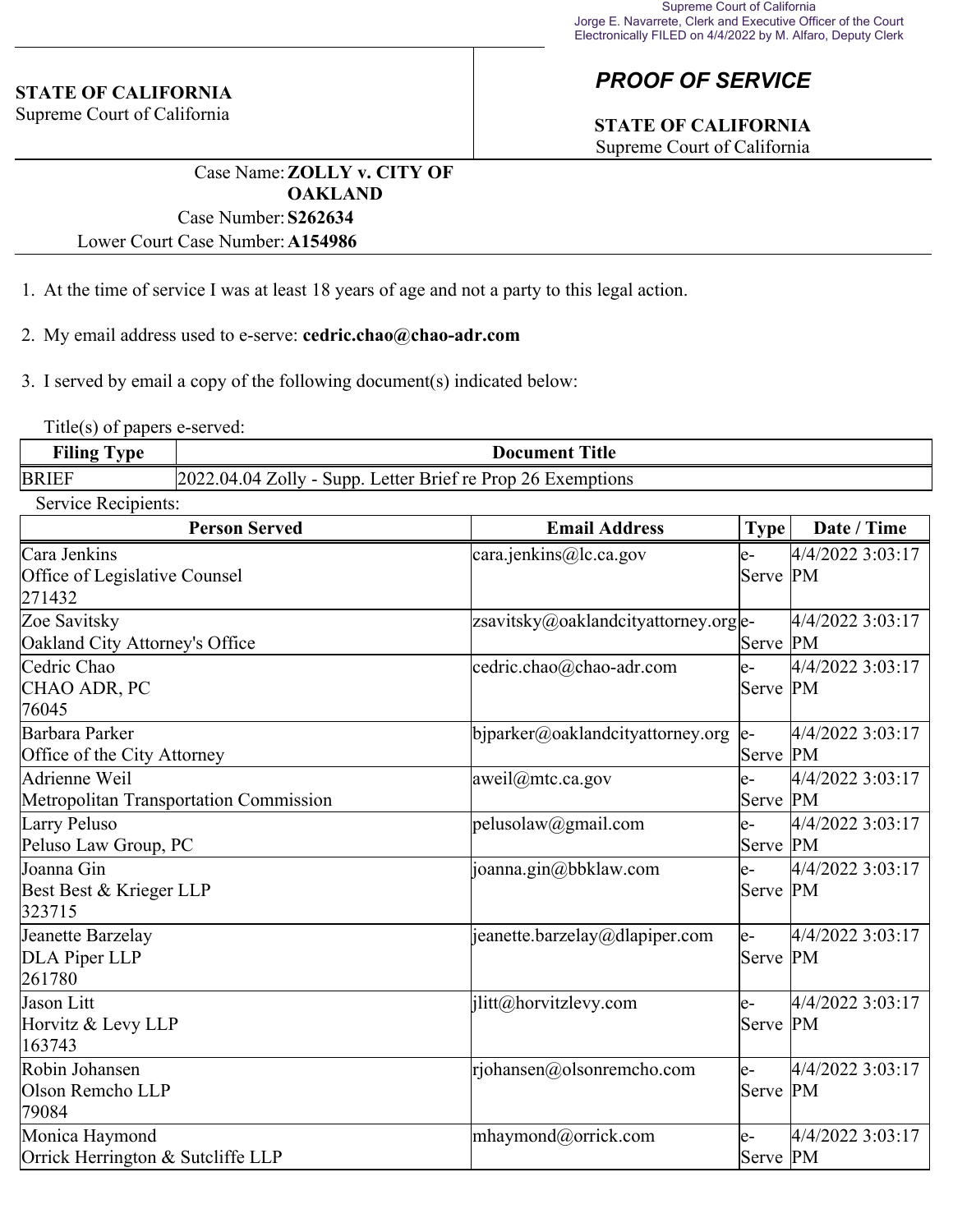Supreme Court of California
Jorge E. Navarrete, Clerk and Executive Officer of the Court
Electronically FILED on 4/4/2022 by M. Alfaro, Deputy Clerk

**STATE OF CALIFORNIA**
Supreme Court of California

## *PROOF OF SERVICE*

**STATE OF CALIFORNIA**
Supreme Court of California

Case Name: **ZOLLY v. CITY OF OAKLAND**
Case Number: **S262634**
Lower Court Case Number: **A154986**

1. At the time of service I was at least 18 years of age and not a party to this legal action.

2. My email address used to e-serve: **cedric.chao@chao-adr.com**

3. I served by email a copy of the following document(s) indicated below:

Title(s) of papers e-served:

| Filing Type | Document Title |
|---|---|
| BRIEF | 2022.04.04 Zolly - Supp. Letter Brief re Prop 26 Exemptions |

Service Recipients:

| Person Served | Email Address | Type | Date / Time |
|---|---|---|---|
| Cara Jenkins<br>Office of Legislative Counsel<br>271432 | cara.jenkins@lc.ca.gov | e-Serve | 4/4/2022 3:03:17 PM |
| Zoe Savitsky<br>Oakland City Attorney's Office | zsavitsky@oaklandcityattorney.org | e-Serve | 4/4/2022 3:03:17 PM |
| Cedric Chao<br>CHAO ADR, PC<br>76045 | cedric.chao@chao-adr.com | e-Serve | 4/4/2022 3:03:17 PM |
| Barbara Parker<br>Office of the City Attorney | bjparker@oaklandcityattorney.org | e-Serve | 4/4/2022 3:03:17 PM |
| Adrienne Weil<br>Metropolitan Transportation Commission | aweil@mtc.ca.gov | e-Serve | 4/4/2022 3:03:17 PM |
| Larry Peluso<br>Peluso Law Group, PC | pelusolaw@gmail.com | e-Serve | 4/4/2022 3:03:17 PM |
| Joanna Gin<br>Best Best & Krieger LLP<br>323715 | joanna.gin@bbklaw.com | e-Serve | 4/4/2022 3:03:17 PM |
| Jeanette Barzelay<br>DLA Piper LLP<br>261780 | jeanette.barzelay@dlapiper.com | e-Serve | 4/4/2022 3:03:17 PM |
| Jason Litt<br>Horvitz & Levy LLP<br>163743 | jlitt@horvitzlevy.com | e-Serve | 4/4/2022 3:03:17 PM |
| Robin Johansen<br>Olson Remcho LLP<br>79084 | rjohansen@olsonremcho.com | e-Serve | 4/4/2022 3:03:17 PM |
| Monica Haymond<br>Orrick Herrington & Sutcliffe LLP | mhaymond@orrick.com | e-Serve | 4/4/2022 3:03:17 PM |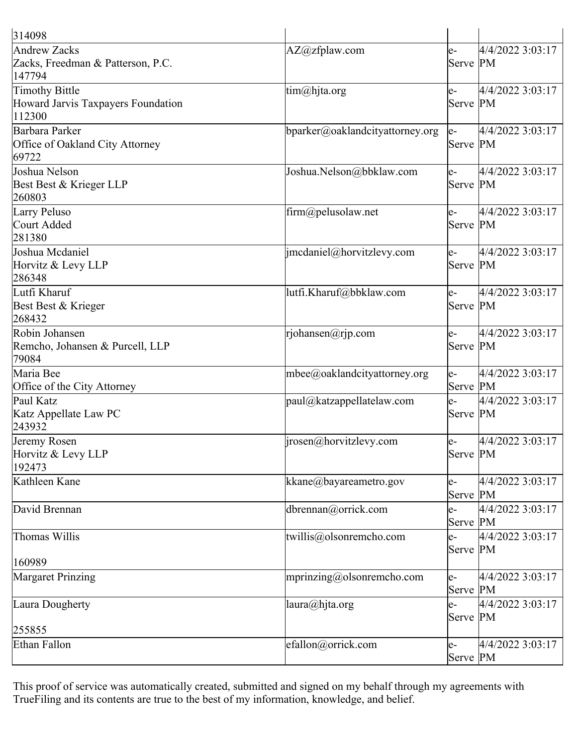| | | | |
|---|---|---|---|
| 314098 | | | |
| Andrew Zacks<br>Zacks, Freedman & Patterson, P.C.<br>147794 | AZ@zfplaw.com | e-Serve | 4/4/2022 3:03:17 PM |
| Timothy Bittle<br>Howard Jarvis Taxpayers Foundation<br>112300 | tim@hjta.org | e-Serve | 4/4/2022 3:03:17 PM |
| Barbara Parker<br>Office of Oakland City Attorney<br>69722 | bparker@oaklandcityattorney.org | e-Serve | 4/4/2022 3:03:17 PM |
| Joshua Nelson<br>Best Best & Krieger LLP<br>260803 | Joshua.Nelson@bbklaw.com | e-Serve | 4/4/2022 3:03:17 PM |
| Larry Peluso<br>Court Added<br>281380 | firm@pelusolaw.net | e-Serve | 4/4/2022 3:03:17 PM |
| Joshua Mcdaniel<br>Horvitz & Levy LLP<br>286348 | jmcdaniel@horvitzlevy.com | e-Serve | 4/4/2022 3:03:17 PM |
| Lutfi Kharuf<br>Best Best & Krieger<br>268432 | lutfi.Kharuf@bbklaw.com | e-Serve | 4/4/2022 3:03:17 PM |
| Robin Johansen<br>Remcho, Johansen & Purcell, LLP<br>79084 | rjohansen@rjp.com | e-Serve | 4/4/2022 3:03:17 PM |
| Maria Bee<br>Office of the City Attorney | mbee@oaklandcityattorney.org | e-Serve | 4/4/2022 3:03:17 PM |
| Paul Katz<br>Katz Appellate Law PC<br>243932 | paul@katzappellatelaw.com | e-Serve | 4/4/2022 3:03:17 PM |
| Jeremy Rosen<br>Horvitz & Levy LLP<br>192473 | jrosen@horvitzlevy.com | e-Serve | 4/4/2022 3:03:17 PM |
| Kathleen Kane | kkane@bayareametro.gov | e-Serve | 4/4/2022 3:03:17 PM |
| David Brennan | dbrennan@orrick.com | e-Serve | 4/4/2022 3:03:17 PM |
| Thomas Willis<br><br>160989 | twillis@olsonremcho.com | e-Serve | 4/4/2022 3:03:17 PM |
| Margaret Prinzing | mprinzing@olsonremcho.com | e-Serve | 4/4/2022 3:03:17 PM |
| Laura Dougherty<br><br>255855 | laura@hjta.org | e-Serve | 4/4/2022 3:03:17 PM |
| Ethan Fallon | efallon@orrick.com | e-Serve | 4/4/2022 3:03:17 PM |

This proof of service was automatically created, submitted and signed on my behalf through my agreements with TrueFiling and its contents are true to the best of my information, knowledge, and belief.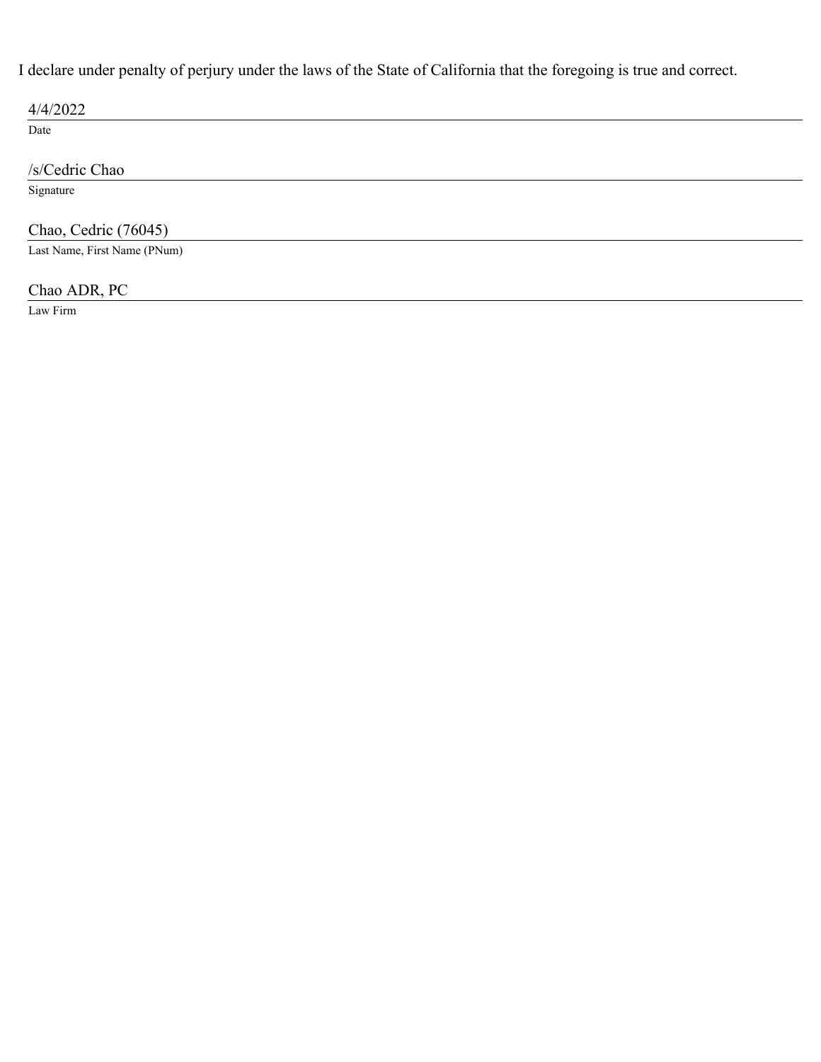I declare under penalty of perjury under the laws of the State of California that the foregoing is true and correct.

4/4/2022

Date

/s/Cedric Chao

Signature

Chao, Cedric (76045)

Last Name, First Name (PNum)

Chao ADR, PC

Law Firm